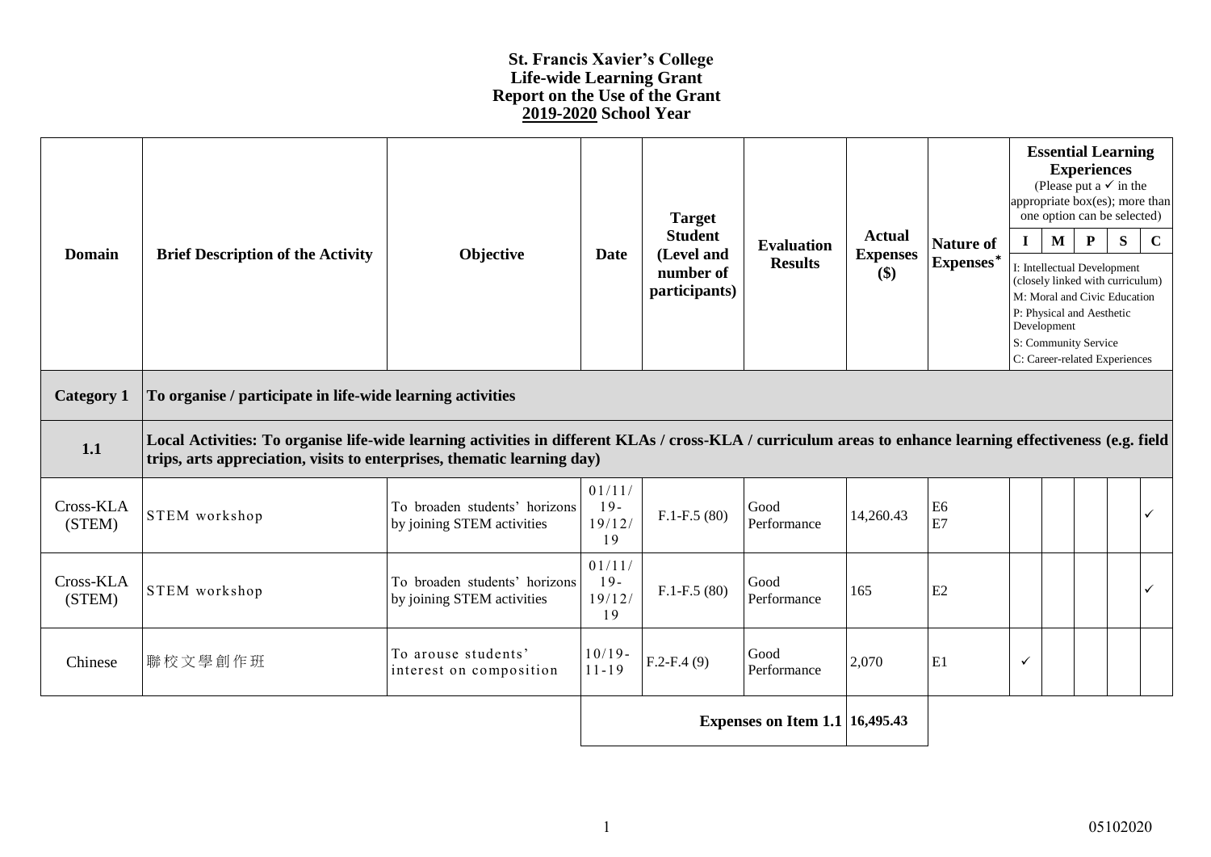# St. Francis Xavier's College
## Life-wide Learning Grant
## Report on the Use of the Grant
## 2019-2020 School Year

| Domain | Brief Description of the Activity | Objective | Date | Target Student (Level and number of participants) | Evaluation Results | Actual Expenses ($) | Nature of Expenses* | Essential Learning Experiences (Please put a ✓ in the appropriate box(es); more than one option can be selected) | | | | |
|---|---|---|---|---|---|---|---|---|---|---|---|---|
| | | | | | | | | I | M | P | S | C |
| | | | | | | | | I: Intellectual Development (closely linked with curriculum) M: Moral and Civic Education P: Physical and Aesthetic Development S: Community Service C: Career-related Experiences | | | | |
| **Category 1** | **To organise / participate in life-wide learning activities** | | | | | | | | | | | |
| **1.1** | **Local Activities: To organise life-wide learning activities in different KLAs / cross-KLA / curriculum areas to enhance learning effectiveness (e.g. field trips, arts appreciation, visits to enterprises, thematic learning day)** | | | | | | | | | | | |
| Cross-KLA (STEM) | STEM workshop | To broaden students' horizons by joining STEM activities | 01/11/19-19/12/19 | F.1-F.5 (80) | Good Performance | 14,260.43 | E6 E7 | | | | | ✓ |
| Cross-KLA (STEM) | STEM workshop | To broaden students' horizons by joining STEM activities | 01/11/19-19/12/19 | F.1-F.5 (80) | Good Performance | 165 | E2 | | | | | ✓ |
| Chinese | 聯校文學創作班 | To arouse students' interest on composition | 10/19-11-19 | F.2-F.4 (9) | Good Performance | 2,070 | E1 | ✓ | | | | |
| | | | | | **Expenses on Item 1.1** | **16,495.43** | | | | | | |

05102020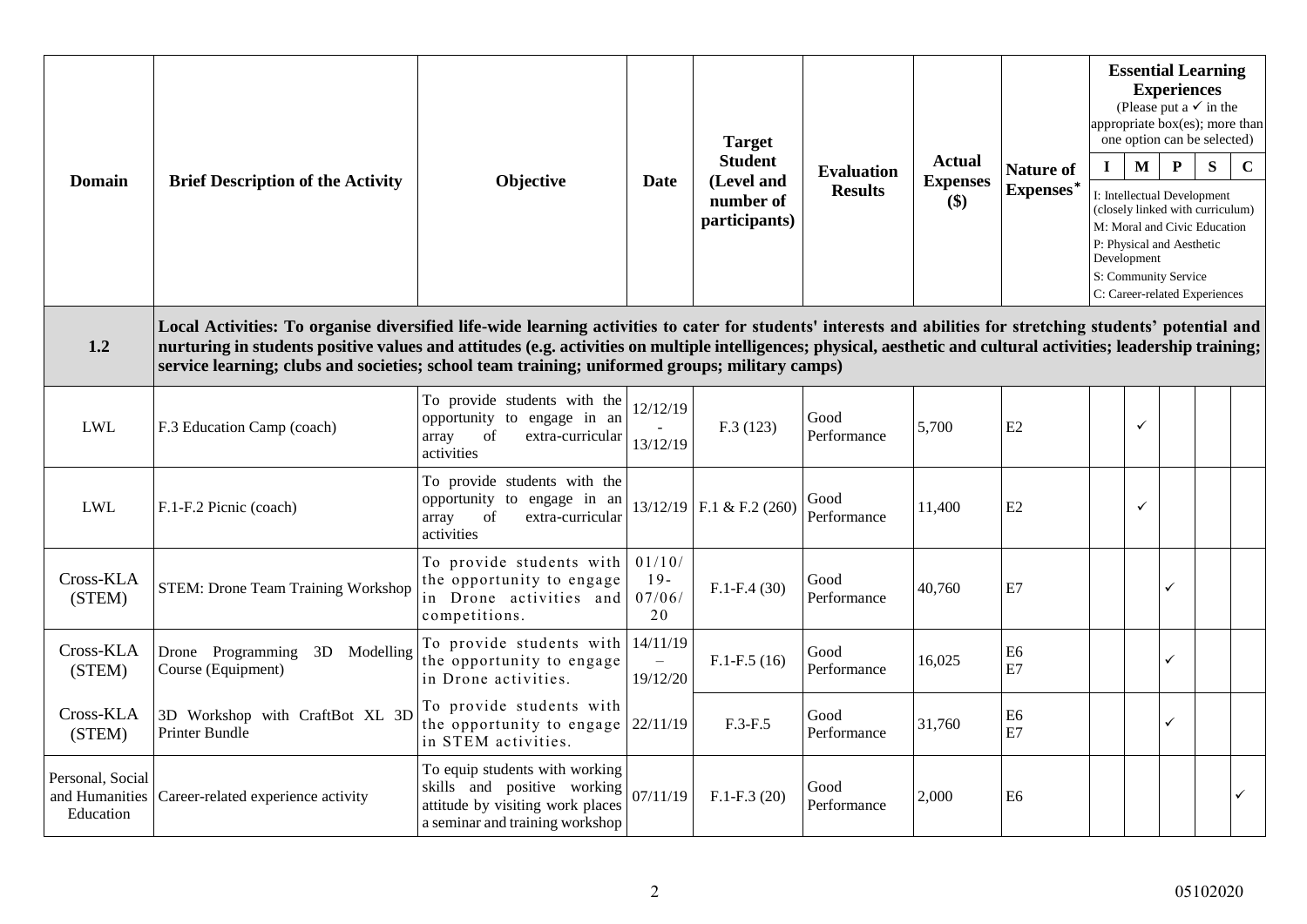| Domain | Brief Description of the Activity | Objective | Date | Target Student (Level and number of participants) | Evaluation Results | Actual Expenses ($) | Nature of Expenses* | Essential Learning Experiences (Please put a ✓ in the appropriate box(es); more than one option can be selected) | | | | |
|---|---|---|---|---|---|---|---|---|---|---|---|---|
| | | | | | | | | I | M | P | S | C |
| | | | | | | | | I: Intellectual Development (closely linked with curriculum) M: Moral and Civic Education P: Physical and Aesthetic Development S: Community Service C: Career-related Experiences | | | | |
| **1.2** | **Local Activities: To organise diversified life-wide learning activities to cater for students' interests and abilities for stretching students' potential and nurturing in students positive values and attitudes (e.g. activities on multiple intelligences; physical, aesthetic and cultural activities; leadership training; service learning; clubs and societies; school team training; uniformed groups; military camps)** | | | | | | | | | | | |
| LWL | F.3 Education Camp (coach) | To provide students with the opportunity to engage in an array of extra-curricular activities | 12/12/19 - 13/12/19 | F.3 (123) | Good Performance | 5,700 | E2 | | ✓ | | | |
| LWL | F.1-F.2 Picnic (coach) | To provide students with the opportunity to engage in an array of extra-curricular activities | 13/12/19 | F.1 & F.2 (260) | Good Performance | 11,400 | E2 | | ✓ | | | |
| Cross-KLA (STEM) | STEM: Drone Team Training Workshop | To provide students with the opportunity to engage in Drone activities and competitions. | 01/10/19- 07/06/20 | F.1-F.4 (30) | Good Performance | 40,760 | E7 | | | ✓ | | |
| Cross-KLA (STEM) | Drone Programming 3D Modelling Course (Equipment) | To provide students with the opportunity to engage in Drone activities. | 14/11/19 – 19/12/20 | F.1-F.5 (16) | Good Performance | 16,025 | E6 E7 | | | ✓ | | |
| Cross-KLA (STEM) | 3D Workshop with CraftBot XL 3D Printer Bundle | To provide students with the opportunity to engage in STEM activities. | 22/11/19 | F.3-F.5 | Good Performance | 31,760 | E6 E7 | | | ✓ | | |
| Personal, Social and Humanities Education | Career-related experience activity | To equip students with working skills and positive working attitude by visiting work places a seminar and training workshop | 07/11/19 | F.1-F.3 (20) | Good Performance | 2,000 | E6 | | | | | ✓ |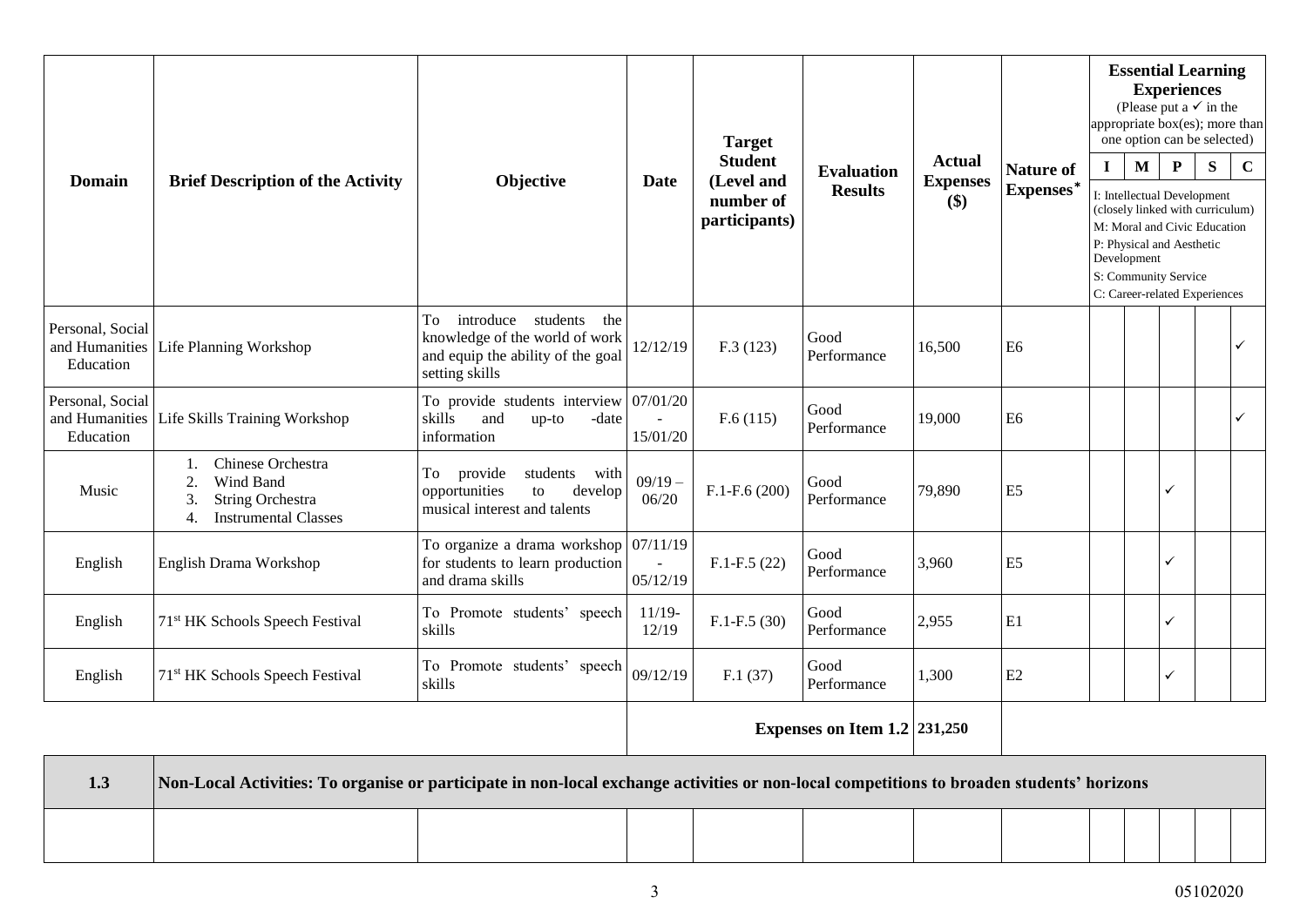| Domain | Brief Description of the Activity | Objective | Date | Target Student (Level and number of participants) | Evaluation Results | Actual Expenses ($) | Nature of Expenses* | Essential Learning Experiences (Please put a ✓ in the appropriate box(es); more than one option can be selected) | | | | |
|---|---|---|---|---|---|---|---|---|---|---|---|---|
| | | | | | | | | I | M | P | S | C |
| | | | | | | | | I: Intellectual Development (closely linked with curriculum) M: Moral and Civic Education P: Physical and Aesthetic Development S: Community Service C: Career-related Experiences | | | | |
| Personal, Social and Humanities Education | Life Planning Workshop | To introduce students the knowledge of the world of work and equip the ability of the goal setting skills | 12/12/19 | F.3 (123) | Good Performance | 16,500 | E6 | | | | | ✓ |
| Personal, Social and Humanities Education | Life Skills Training Workshop | To provide students interview skills and up-to -date information | 07/01/20 - 15/01/20 | F.6 (115) | Good Performance | 19,000 | E6 | | | | | ✓ |
| Music | 1. Chinese Orchestra 2. Wind Band 3. String Orchestra 4. Instrumental Classes | To provide students with opportunities to develop musical interest and talents | 09/19 – 06/20 | F.1-F.6 (200) | Good Performance | 79,890 | E5 | | | ✓ | | |
| English | English Drama Workshop | To organize a drama workshop for students to learn production and drama skills | 07/11/19 - 05/12/19 | F.1-F.5 (22) | Good Performance | 3,960 | E5 | | | ✓ | | |
| English | 71st HK Schools Speech Festival | To Promote students' speech skills | 11/19-12/19 | F.1-F.5 (30) | Good Performance | 2,955 | E1 | | | ✓ | | |
| English | 71st HK Schools Speech Festival | To Promote students' speech skills | 09/12/19 | F.1 (37) | Good Performance | 1,300 | E2 | | | ✓ | | |
| | | | | | **Expenses on Item 1.2** | **231,250** | | | | | | |

| **1.3** | **Non-Local Activities: To organise or participate in non-local exchange activities or non-local competitions to broaden students' horizons** | | | | | | | | | | | |
|---|---|---|---|---|---|---|---|---|---|---|---|---|
| | | | | | | | | | | | | |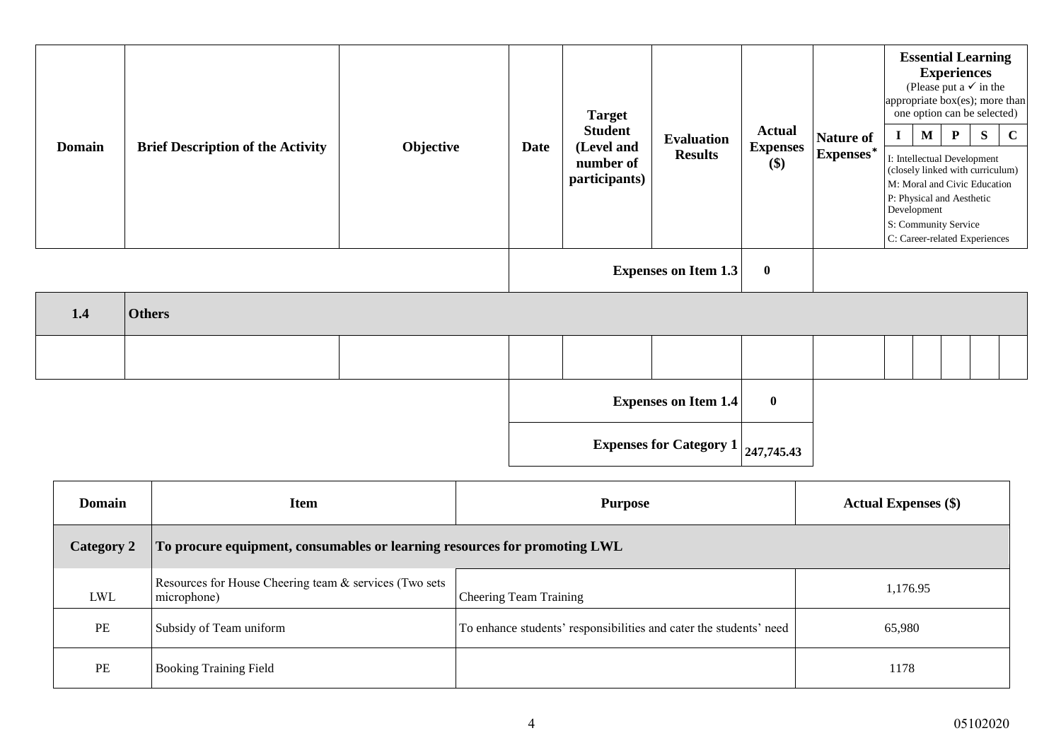| Domain | Brief Description of the Activity | Objective | Date | Target Student (Level and number of participants) | Evaluation Results | Actual Expenses ($) | Nature of Expenses* | Essential Learning Experiences (Please put a ✓ in the appropriate box(es); more than one option can be selected) | | | | |
|---|---|---|---|---|---|---|---|---|---|---|---|---|
| | | | | | | | | I | M | P | S | C |
| | | | | | | | | I: Intellectual Development (closely linked with curriculum) M: Moral and Civic Education P: Physical and Aesthetic Development S: Community Service C: Career-related Experiences | | | | |
| | | | | | Expenses on Item 1.3 | 0 | | | | | | |
| 1.4 | Others | | | | | | | | | | | |
| | | | | | | | | | | | | |
| | | | | | Expenses on Item 1.4 | 0 | | | | | | |
| | | | | | Expenses for Category 1 | 247,745.43 | | | | | | |

| Domain | Item | Purpose | Actual Expenses ($) |
|---|---|---|---|
| Category 2 | To procure equipment, consumables or learning resources for promoting LWL | | |
| LWL | Resources for House Cheering team & services (Two sets microphone) | Cheering Team Training | 1,176.95 |
| PE | Subsidy of Team uniform | To enhance students' responsibilities and cater the students' need | 65,980 |
| PE | Booking Training Field | | 1178 |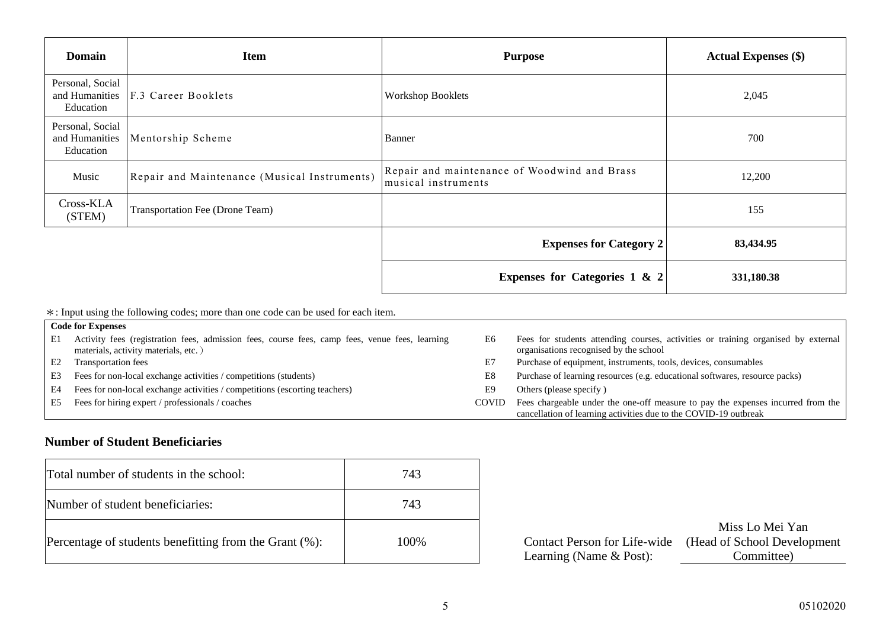| Domain | Item | Purpose | Actual Expenses ($) |
|---|---|---|---|
| Personal, Social and Humanities Education | F.3 Career Booklets | Workshop Booklets | 2,045 |
| Personal, Social and Humanities Education | Mentorship Scheme | Banner | 700 |
| Music | Repair and Maintenance (Musical Instruments) | Repair and maintenance of Woodwind and Brass musical instruments | 12,200 |
| Cross-KLA (STEM) | Transportation Fee (Drone Team) | | 155 |
| | | **Expenses for Category 2** | **83,434.95** |
| | | **Expenses for Categories 1 & 2** | **331,180.38** |

＊: Input using the following codes; more than one code can be used for each item.

| **Code for Expenses** | | | |
|---|---|---|---|
| E1 | Activity fees (registration fees, admission fees, course fees, camp fees, venue fees, learning materials, activity materials, etc.) | E6 | Fees for students attending courses, activities or training organised by external organisations recognised by the school |
| E2 | Transportation fees | E7 | Purchase of equipment, instruments, tools, devices, consumables |
| E3 | Fees for non-local exchange activities / competitions (students) | E8 | Purchase of learning resources (e.g. educational softwares, resource packs) |
| E4 | Fees for non-local exchange activities / competitions (escorting teachers) | E9 | Others (please specify ) |
| E5 | Fees for hiring expert / professionals / coaches | COVID | Fees chargeable under the one-off measure to pay the expenses incurred from the cancellation of learning activities due to the COVID-19 outbreak |

## Number of Student Beneficiaries

| | |
|---|---|
| Total number of students in the school: | 743 |
| Number of student beneficiaries: | 743 |
| Percentage of students benefitting from the Grant (%): | 100% |

Contact Person for Life-wide Learning (Name & Post): Miss Lo Mei Yan (Head of School Development Committee)

05102020